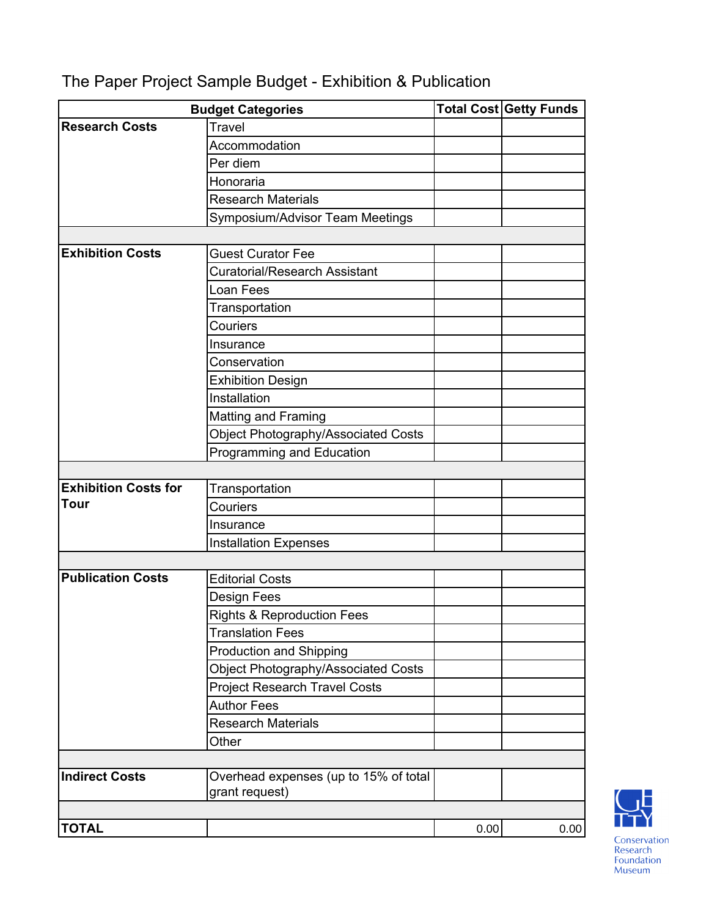# The Paper Project Sample Budget - Exhibition & Publication

| Budget Categories | | Total Cost | Getty Funds |
|---|---|---|---|
| **Research Costs** | Travel | | |
| | Accommodation | | |
| | Per diem | | |
| | Honoraria | | |
| | Research Materials | | |
| | Symposium/Advisor Team Meetings | | |
| | | | |
| **Exhibition Costs** | Guest Curator Fee | | |
| | Curatorial/Research Assistant | | |
| | Loan Fees | | |
| | Transportation | | |
| | Couriers | | |
| | Insurance | | |
| | Conservation | | |
| | Exhibition Design | | |
| | Installation | | |
| | Matting and Framing | | |
| | Object Photography/Associated Costs | | |
| | Programming and Education | | |
| | | | |
| **Exhibition Costs for Tour** | Transportation | | |
| | Couriers | | |
| | Insurance | | |
| | Installation Expenses | | |
| | | | |
| **Publication Costs** | Editorial Costs | | |
| | Design Fees | | |
| | Rights & Reproduction Fees | | |
| | Translation Fees | | |
| | Production and Shipping | | |
| | Object Photography/Associated Costs | | |
| | Project Research Travel Costs | | |
| | Author Fees | | |
| | Research Materials | | |
| | Other | | |
| | | | |
| **Indirect Costs** | Overhead expenses (up to 15% of total grant request) | | |
| | | | |
| **TOTAL** | | 0.00 | 0.00 |

Conservation
Research
Foundation
Museum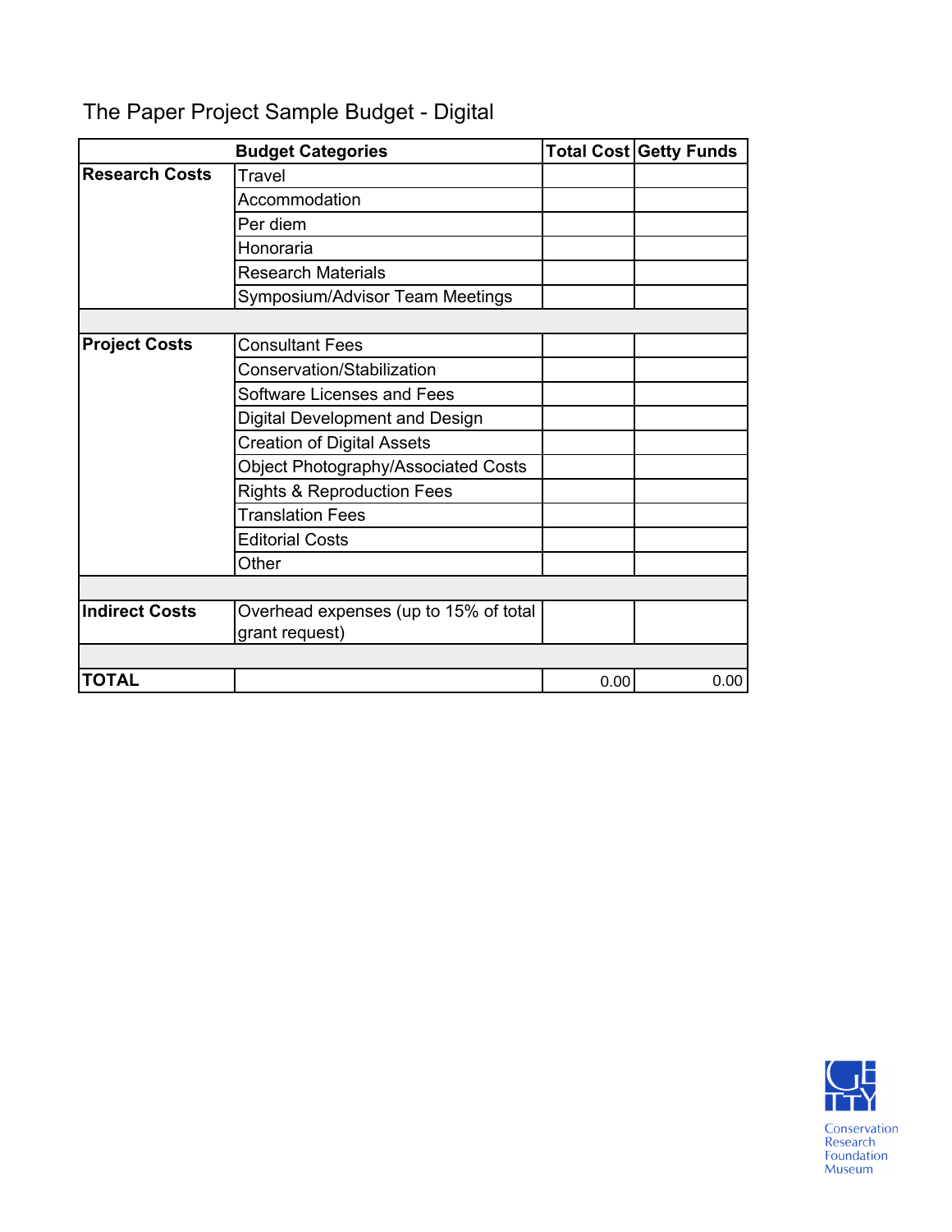# The Paper Project Sample Budget - Digital

| | Budget Categories | Total Cost | Getty Funds |
|---|---|---|---|
| **Research Costs** | Travel | | |
| | Accommodation | | |
| | Per diem | | |
| | Honoraria | | |
| | Research Materials | | |
| | Symposium/Advisor Team Meetings | | |
| | | | |
| **Project Costs** | Consultant Fees | | |
| | Conservation/Stabilization | | |
| | Software Licenses and Fees | | |
| | Digital Development and Design | | |
| | Creation of Digital Assets | | |
| | Object Photography/Associated Costs | | |
| | Rights & Reproduction Fees | | |
| | Translation Fees | | |
| | Editorial Costs | | |
| | Other | | |
| | | | |
| **Indirect Costs** | Overhead expenses (up to 15% of total grant request) | | |
| | | | |
| **TOTAL** | | 0.00 | 0.00 |

Conservation
Research
Foundation
Museum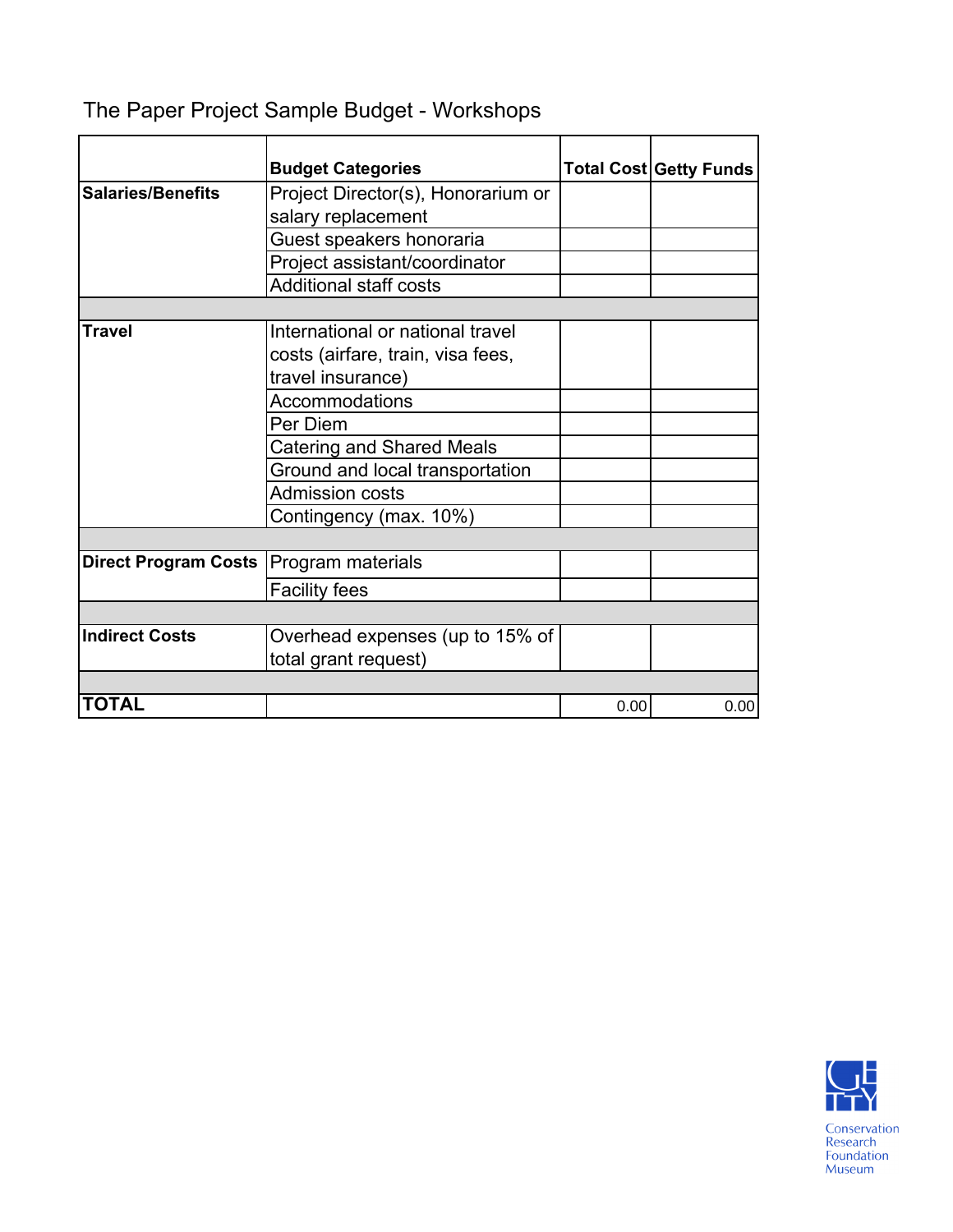# The Paper Project Sample Budget - Workshops

| | Budget Categories | Total Cost | Getty Funds |
|---|---|---|---|
| **Salaries/Benefits** | Project Director(s), Honorarium or salary replacement | | |
| | Guest speakers honoraria | | |
| | Project assistant/coordinator | | |
| | Additional staff costs | | |
| | | | |
| **Travel** | International or national travel costs (airfare, train, visa fees, travel insurance) | | |
| | Accommodations | | |
| | Per Diem | | |
| | Catering and Shared Meals | | |
| | Ground and local transportation | | |
| | Admission costs | | |
| | Contingency (max. 10%) | | |
| | | | |
| **Direct Program Costs** | Program materials | | |
| | Facility fees | | |
| | | | |
| **Indirect Costs** | Overhead expenses (up to 15% of total grant request) | | |
| | | | |
| **TOTAL** | | 0.00 | 0.00 |

Getty Conservation Research Foundation Museum